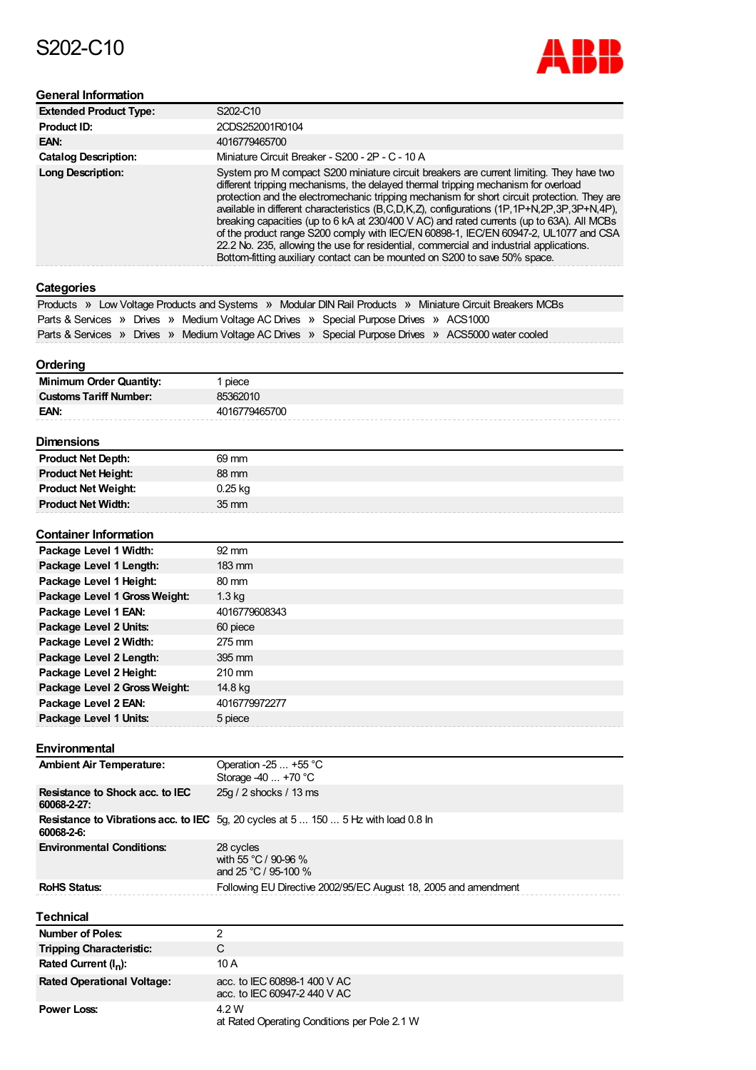# S202-C10

ABB

## General Information

| | |
|---|---|
| **Extended Product Type:** | S202-C10 |
| **Product ID:** | 2CDS252001R0104 |
| **EAN:** | 4016779465700 |
| **Catalog Description:** | Miniature Circuit Breaker - S200 - 2P - C - 10 A |
| **Long Description:** | System pro M compact S200 miniature circuit breakers are current limiting. They have two different tripping mechanisms, the delayed thermal tripping mechanism for overload protection and the electromechanic tripping mechanism for short circuit protection. They are available in different characteristics (B,C,D,K,Z), configurations (1P,1P+N,2P,3P,3P+N,4P), breaking capacities (up to 6 kA at 230/400 V AC) and rated currents (up to 63A). All MCBs of the product range S200 comply with IEC/EN 60898-1, IEC/EN 60947-2, UL1077 and CSA 22.2 No. 235, allowing the use for residential, commercial and industrial applications. Bottom-fitting auxiliary contact can be mounted on S200 to save 50% space. |

## Categories

Products » Low Voltage Products and Systems » Modular DIN Rail Products » Miniature Circuit Breakers MCBs

Parts & Services » Drives » Medium Voltage AC Drives » Special Purpose Drives » ACS1000

Parts & Services » Drives » Medium Voltage AC Drives » Special Purpose Drives » ACS5000 water cooled

## Ordering

| | |
|---|---|
| **Minimum Order Quantity:** | 1 piece |
| **Customs Tariff Number:** | 85362010 |
| **EAN:** | 4016779465700 |

## Dimensions

| | |
|---|---|
| **Product Net Depth:** | 69 mm |
| **Product Net Height:** | 88 mm |
| **Product Net Weight:** | 0.25 kg |
| **Product Net Width:** | 35 mm |

## Container Information

| | |
|---|---|
| **Package Level 1 Width:** | 92 mm |
| **Package Level 1 Length:** | 183 mm |
| **Package Level 1 Height:** | 80 mm |
| **Package Level 1 Gross Weight:** | 1.3 kg |
| **Package Level 1 EAN:** | 4016779608343 |
| **Package Level 2 Units:** | 60 piece |
| **Package Level 2 Width:** | 275 mm |
| **Package Level 2 Length:** | 395 mm |
| **Package Level 2 Height:** | 210 mm |
| **Package Level 2 Gross Weight:** | 14.8 kg |
| **Package Level 2 EAN:** | 4016779972277 |
| **Package Level 1 Units:** | 5 piece |

## Environmental

| | |
|---|---|
| **Ambient Air Temperature:** | Operation -25 ... +55 °C<br>Storage -40 ... +70 °C |
| **Resistance to Shock acc. to IEC 60068-2-27:** | 25g / 2 shocks / 13 ms |
| **Resistance to Vibrations acc. to IEC 60068-2-6:** | 5g, 20 cycles at 5 ... 150 ... 5 Hz with load 0.8 In |
| **Environmental Conditions:** | 28 cycles<br>with 55 °C / 90-96 %<br>and 25 °C / 95-100 % |
| **RoHS Status:** | Following EU Directive 2002/95/EC August 18, 2005 and amendment |

## Technical

| | |
|---|---|
| **Number of Poles:** | 2 |
| **Tripping Characteristic:** | C |
| **Rated Current ($I_n$):** | 10 A |
| **Rated Operational Voltage:** | acc. to IEC 60898-1 400 V AC<br>acc. to IEC 60947-2 440 V AC |
| **Power Loss:** | 4.2 W<br>at Rated Operating Conditions per Pole 2.1 W |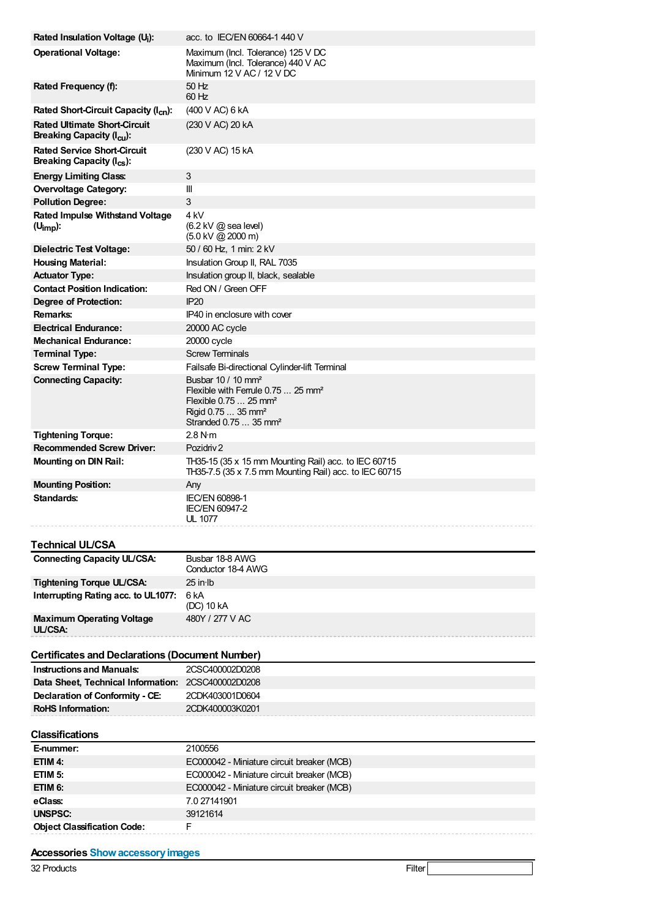| | |
|---|---|
| **Rated Insulation Voltage ($U_i$):** | acc. to IEC/EN 60664-1 440 V |
| **Operational Voltage:** | Maximum (Incl. Tolerance) 125 V DC<br>Maximum (Incl. Tolerance) 440 V AC<br>Minimum 12 V AC / 12 V DC |
| **Rated Frequency (f):** | 50 Hz<br>60 Hz |
| **Rated Short-Circuit Capacity ($I_{cn}$):** | (400 V AC) 6 kA |
| **Rated Ultimate Short-Circuit Breaking Capacity ($I_{cu}$):** | (230 V AC) 20 kA |
| **Rated Service Short-Circuit Breaking Capacity ($I_{cs}$):** | (230 V AC) 15 kA |
| **Energy Limiting Class:** | 3 |
| **Overvoltage Category:** | III |
| **Pollution Degree:** | 3 |
| **Rated Impulse Withstand Voltage ($U_{imp}$):** | 4 kV<br>(6.2 kV @ sea level)<br>(5.0 kV @ 2000 m) |
| **Dielectric Test Voltage:** | 50 / 60 Hz, 1 min: 2 kV |
| **Housing Material:** | Insulation Group II, RAL 7035 |
| **Actuator Type:** | Insulation group II, black, sealable |
| **Contact Position Indication:** | Red ON / Green OFF |
| **Degree of Protection:** | IP20 |
| **Remarks:** | IP40 in enclosure with cover |
| **Electrical Endurance:** | 20000 AC cycle |
| **Mechanical Endurance:** | 20000 cycle |
| **Terminal Type:** | Screw Terminals |
| **Screw Terminal Type:** | Failsafe Bi-directional Cylinder-lift Terminal |
| **Connecting Capacity:** | Busbar 10 / 10 mm²<br>Flexible with Ferrule 0.75 ... 25 mm²<br>Flexible 0.75 ... 25 mm²<br>Rigid 0.75 ... 35 mm²<br>Stranded 0.75 ... 35 mm² |
| **Tightening Torque:** | 2.8 N·m |
| **Recommended Screw Driver:** | Pozidriv 2 |
| **Mounting on DIN Rail:** | TH35-15 (35 x 15 mm Mounting Rail) acc. to IEC 60715<br>TH35-7.5 (35 x 7.5 mm Mounting Rail) acc. to IEC 60715 |
| **Mounting Position:** | Any |
| **Standards:** | IEC/EN 60898-1<br>IEC/EN 60947-2<br>UL 1077 |

## Technical UL/CSA

| | |
|---|---|
| **Connecting Capacity UL/CSA:** | Busbar 18-8 AWG<br>Conductor 18-4 AWG |
| **Tightening Torque UL/CSA:** | 25 in·lb |
| **Interrupting Rating acc. to UL1077:** | 6 kA<br>(DC) 10 kA |
| **Maximum Operating Voltage UL/CSA:** | 480Y / 277 V AC |

## Certificates and Declarations (Document Number)

| | |
|---|---|
| **Instructions and Manuals:** | 2CSC400002D0208 |
| **Data Sheet, Technical Information:** | 2CSC400002D0208 |
| **Declaration of Conformity - CE:** | 2CDK403001D0604 |
| **RoHS Information:** | 2CDK400003K0201 |

## Classifications

| | |
|---|---|
| **E-nummer:** | 2100556 |
| **ETIM 4:** | EC000042 - Miniature circuit breaker (MCB) |
| **ETIM 5:** | EC000042 - Miniature circuit breaker (MCB) |
| **ETIM 6:** | EC000042 - Miniature circuit breaker (MCB) |
| **eClass:** | 7.0 27141901 |
| **UNSPSC:** | 39121614 |
| **Object Classification Code:** | F |

## Accessories Show accessory images

32 Products Filter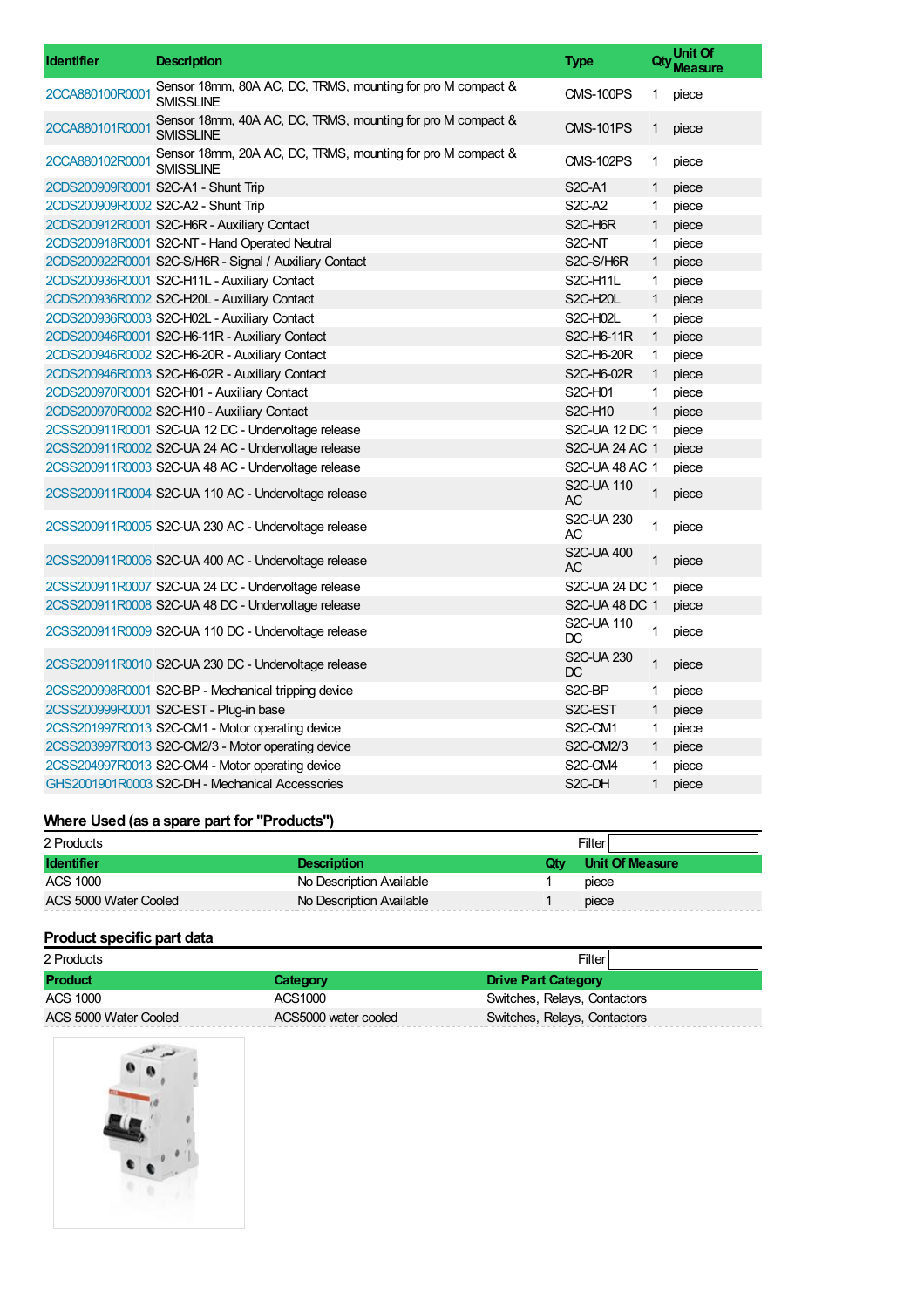| Identifier | Description | Type | Qty | Unit Of Measure |
|---|---|---|---|---|
| 2CCA880100R0001 | Sensor 18mm, 80A AC, DC, TRMS, mounting for pro M compact & SMISSLINE | CMS-100PS | 1 | piece |
| 2CCA880101R0001 | Sensor 18mm, 40A AC, DC, TRMS, mounting for pro M compact & SMISSLINE | CMS-101PS | 1 | piece |
| 2CCA880102R0001 | Sensor 18mm, 20A AC, DC, TRMS, mounting for pro M compact & SMISSLINE | CMS-102PS | 1 | piece |
| 2CDS200909R0001 | S2C-A1 - Shunt Trip | S2C-A1 | 1 | piece |
| 2CDS200909R0002 | S2C-A2 - Shunt Trip | S2C-A2 | 1 | piece |
| 2CDS200912R0001 | S2C-H6R - Auxiliary Contact | S2C-H6R | 1 | piece |
| 2CDS200918R0001 | S2C-NT - Hand Operated Neutral | S2C-NT | 1 | piece |
| 2CDS200922R0001 | S2C-S/H6R - Signal / Auxiliary Contact | S2C-S/H6R | 1 | piece |
| 2CDS200936R0001 | S2C-H11L - Auxiliary Contact | S2C-H11L | 1 | piece |
| 2CDS200936R0002 | S2C-H20L - Auxiliary Contact | S2C-H20L | 1 | piece |
| 2CDS200936R0003 | S2C-H02L - Auxiliary Contact | S2C-H02L | 1 | piece |
| 2CDS200946R0001 | S2C-H6-11R - Auxiliary Contact | S2C-H6-11R | 1 | piece |
| 2CDS200946R0002 | S2C-H6-20R - Auxiliary Contact | S2C-H6-20R | 1 | piece |
| 2CDS200946R0003 | S2C-H6-02R - Auxiliary Contact | S2C-H6-02R | 1 | piece |
| 2CDS200970R0001 | S2C-H01 - Auxiliary Contact | S2C-H01 | 1 | piece |
| 2CDS200970R0002 | S2C-H10 - Auxiliary Contact | S2C-H10 | 1 | piece |
| 2CSS200911R0001 | S2C-UA 12 DC - Undervoltage release | S2C-UA 12 DC | 1 | piece |
| 2CSS200911R0002 | S2C-UA 24 AC - Undervoltage release | S2C-UA 24 AC | 1 | piece |
| 2CSS200911R0003 | S2C-UA 48 AC - Undervoltage release | S2C-UA 48 AC | 1 | piece |
| 2CSS200911R0004 | S2C-UA 110 AC - Undervoltage release | S2C-UA 110 AC | 1 | piece |
| 2CSS200911R0005 | S2C-UA 230 AC - Undervoltage release | S2C-UA 230 AC | 1 | piece |
| 2CSS200911R0006 | S2C-UA 400 AC - Undervoltage release | S2C-UA 400 AC | 1 | piece |
| 2CSS200911R0007 | S2C-UA 24 DC - Undervoltage release | S2C-UA 24 DC | 1 | piece |
| 2CSS200911R0008 | S2C-UA 48 DC - Undervoltage release | S2C-UA 48 DC | 1 | piece |
| 2CSS200911R0009 | S2C-UA 110 DC - Undervoltage release | S2C-UA 110 DC | 1 | piece |
| 2CSS200911R0010 | S2C-UA 230 DC - Undervoltage release | S2C-UA 230 DC | 1 | piece |
| 2CSS200998R0001 | S2C-BP - Mechanical tripping device | S2C-BP | 1 | piece |
| 2CSS200999R0001 | S2C-EST - Plug-in base | S2C-EST | 1 | piece |
| 2CSS201997R0013 | S2C-CM1 - Motor operating device | S2C-CM1 | 1 | piece |
| 2CSS203997R0013 | S2C-CM2/3 - Motor operating device | S2C-CM2/3 | 1 | piece |
| 2CSS204997R0013 | S2C-CM4 - Motor operating device | S2C-CM4 | 1 | piece |
| GHS2001901R0003 | S2C-DH - Mechanical Accessories | S2C-DH | 1 | piece |

## Where Used (as a spare part for "Products")

2 Products

Filter

| Identifier | Description | Qty | Unit Of Measure |
|---|---|---|---|
| ACS 1000 | No Description Available | 1 | piece |
| ACS 5000 Water Cooled | No Description Available | 1 | piece |

## Product specific part data

2 Products

Filter

| Product | Category | Drive Part Category |
|---|---|---|
| ACS 1000 | ACS1000 | Switches, Relays, Contactors |
| ACS 5000 Water Cooled | ACS5000 water cooled | Switches, Relays, Contactors |